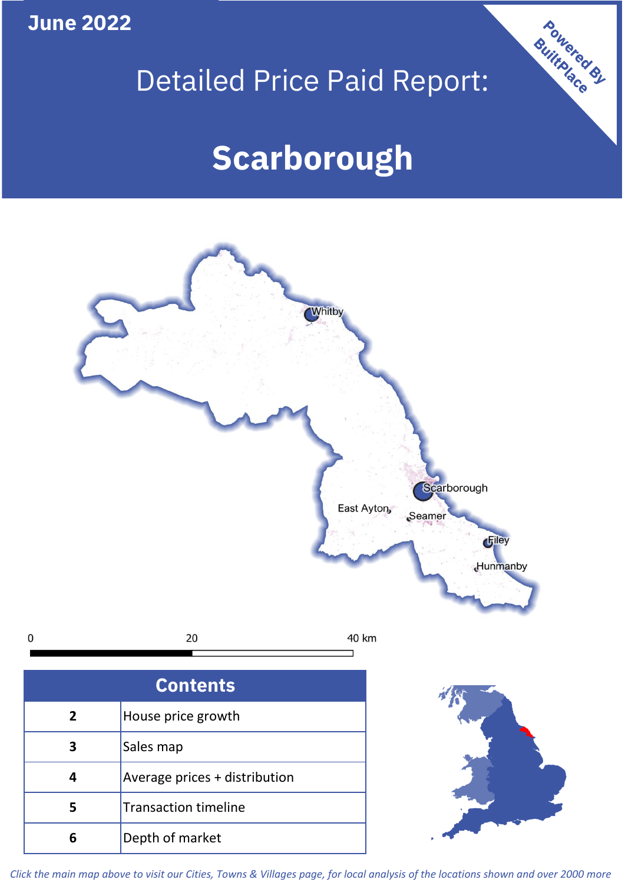June 2022

# Detailed Price Paid Report:

# Scarborough

Powered By BuiltPlace

## Contents

| | |
|---|---|
| 2 | House price growth |
| 3 | Sales map |
| 4 | Average prices + distribution |
| 5 | Transaction timeline |
| 6 | Depth of market |

*Click the main map above to visit our Cities, Towns & Villages page, for local analysis of the locations shown and over 2000 more*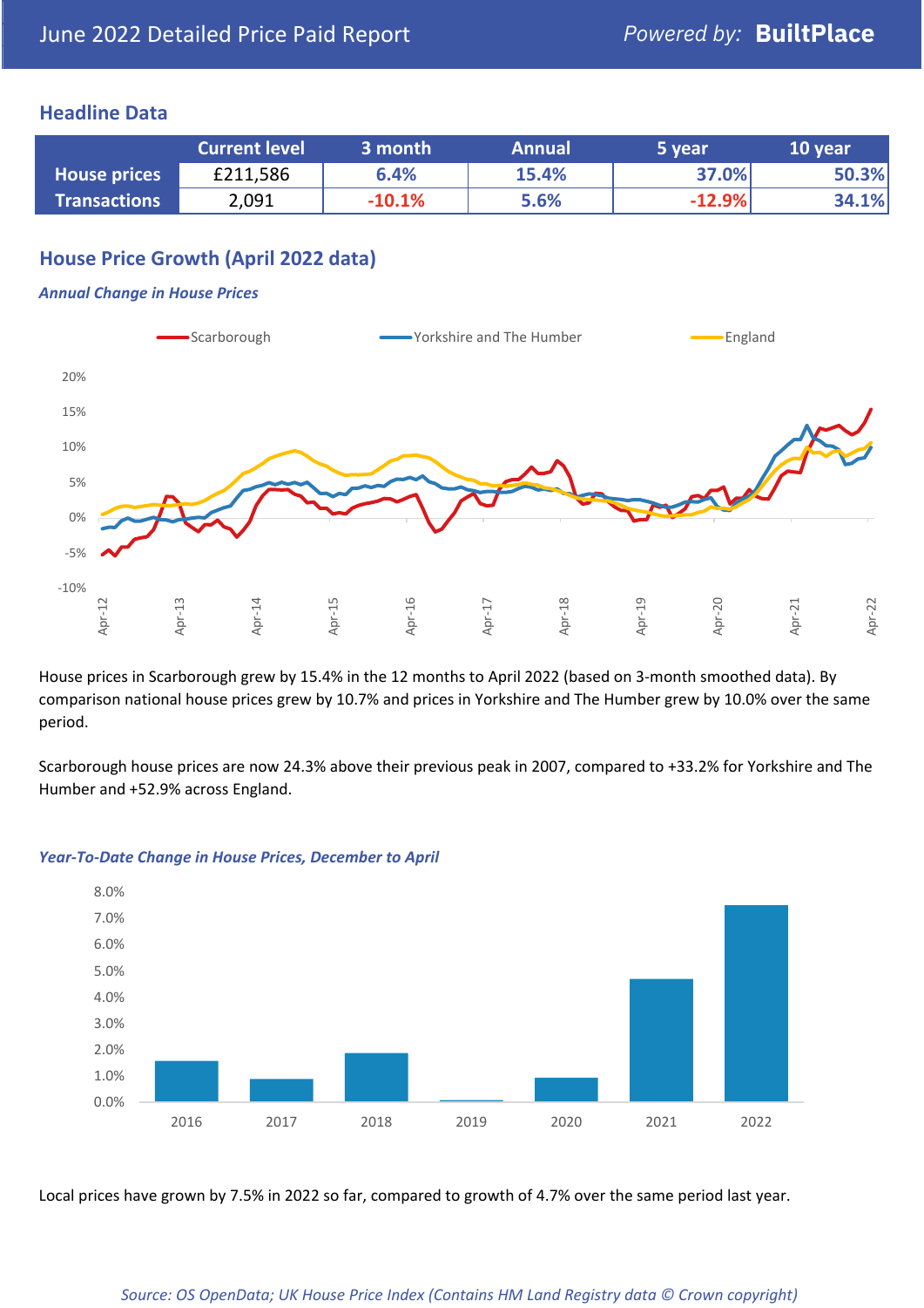June 2022 Detailed Price Paid Report — Powered by: **BuiltPlace**

## Headline Data

| | Current level | 3 month | Annual | 5 year | 10 year |
|---|---|---|---|---|---|
| **House prices** | £211,586 | 6.4% | 15.4% | 37.0% | 50.3% |
| **Transactions** | 2,091 | -10.1% | 5.6% | -12.9% | 34.1% |

## House Price Growth (April 2022 data)

### *Annual Change in House Prices*

House prices in Scarborough grew by 15.4% in the 12 months to April 2022 (based on 3-month smoothed data). By comparison national house prices grew by 10.7% and prices in Yorkshire and The Humber grew by 10.0% over the same period.

Scarborough house prices are now 24.3% above their previous peak in 2007, compared to +33.2% for Yorkshire and The Humber and +52.9% across England.

### *Year-To-Date Change in House Prices, December to April*

Local prices have grown by 7.5% in 2022 so far, compared to growth of 4.7% over the same period last year.

*Source: OS OpenData; UK House Price Index (Contains HM Land Registry data © Crown copyright)*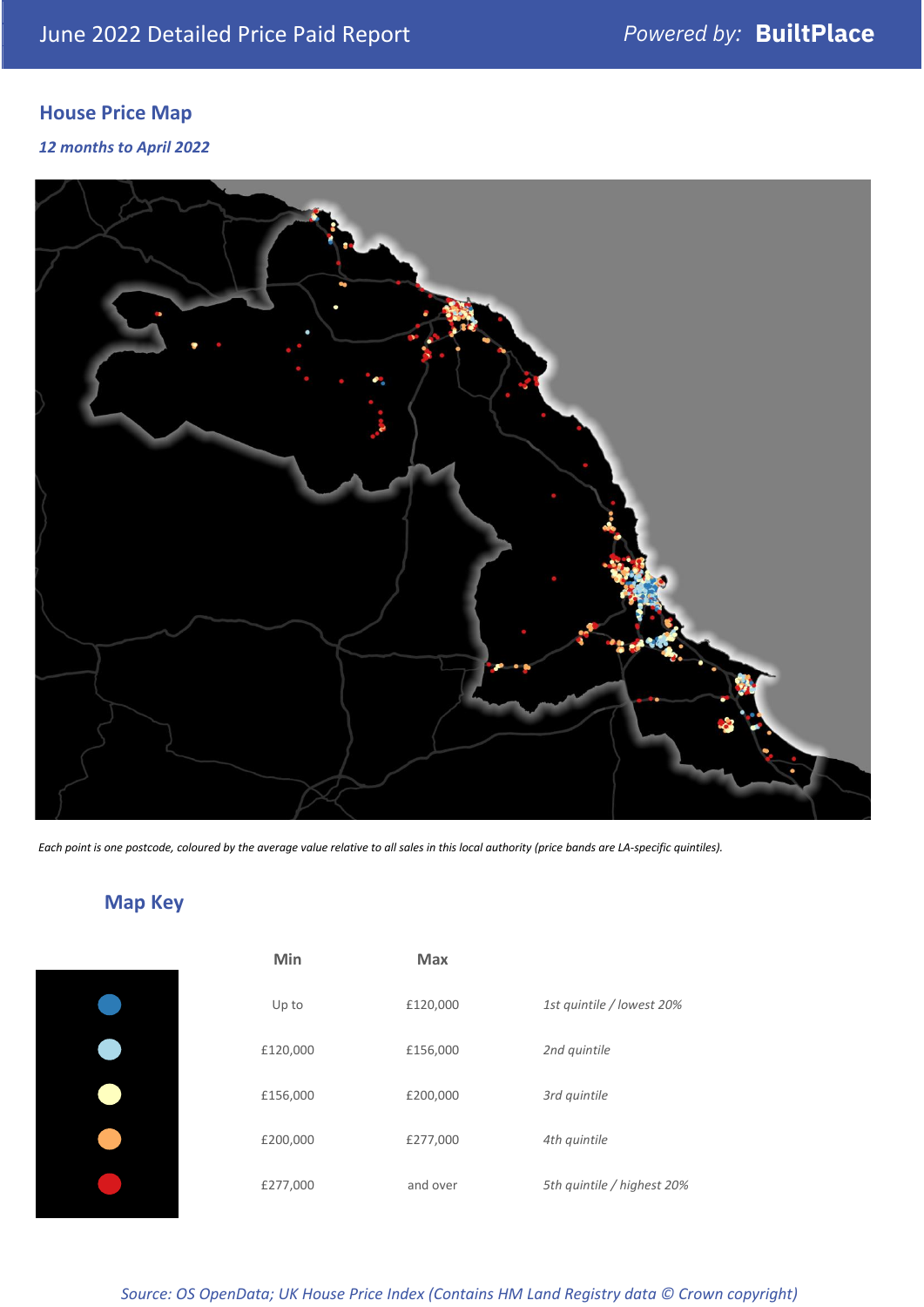June 2022 Detailed Price Paid Report

*Powered by:* **BuiltPlace**

## House Price Map

***12 months to April 2022***

*Each point is one postcode, coloured by the average value relative to all sales in this local authority (price bands are LA-specific quintiles).*

## Map Key

| | Min | Max | |
|---|---|---|---|
| | Up to | £120,000 | *1st quintile / lowest 20%* |
| | £120,000 | £156,000 | *2nd quintile* |
| | £156,000 | £200,000 | *3rd quintile* |
| | £200,000 | £277,000 | *4th quintile* |
| | £277,000 | and over | *5th quintile / highest 20%* |

*Source: OS OpenData; UK House Price Index (Contains HM Land Registry data © Crown copyright)*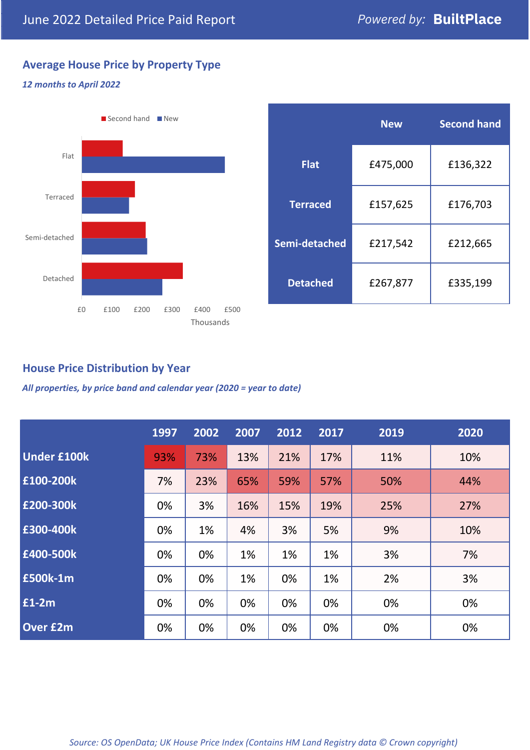June 2022 Detailed Price Paid Report

Powered by: **BuiltPlace**

## Average House Price by Property Type

*12 months to April 2022*

Second hand | New

Flat

Terraced

Semi-detached

Detached

£0 £100 £200 £300 £400 £500

Thousands

| | New | Second hand |
|---|---|---|
| **Flat** | £475,000 | £136,322 |
| **Terraced** | £157,625 | £176,703 |
| **Semi-detached** | £217,542 | £212,665 |
| **Detached** | £267,877 | £335,199 |

## House Price Distribution by Year

*All properties, by price band and calendar year (2020 = year to date)*

| | 1997 | 2002 | 2007 | 2012 | 2017 | 2019 | 2020 |
|---|---|---|---|---|---|---|---|
| **Under £100k** | 93% | 73% | 13% | 21% | 17% | 11% | 10% |
| **£100-200k** | 7% | 23% | 65% | 59% | 57% | 50% | 44% |
| **£200-300k** | 0% | 3% | 16% | 15% | 19% | 25% | 27% |
| **£300-400k** | 0% | 1% | 4% | 3% | 5% | 9% | 10% |
| **£400-500k** | 0% | 0% | 1% | 1% | 1% | 3% | 7% |
| **£500k-1m** | 0% | 0% | 1% | 0% | 1% | 2% | 3% |
| **£1-2m** | 0% | 0% | 0% | 0% | 0% | 0% | 0% |
| **Over £2m** | 0% | 0% | 0% | 0% | 0% | 0% | 0% |

*Source: OS OpenData; UK House Price Index (Contains HM Land Registry data © Crown copyright)*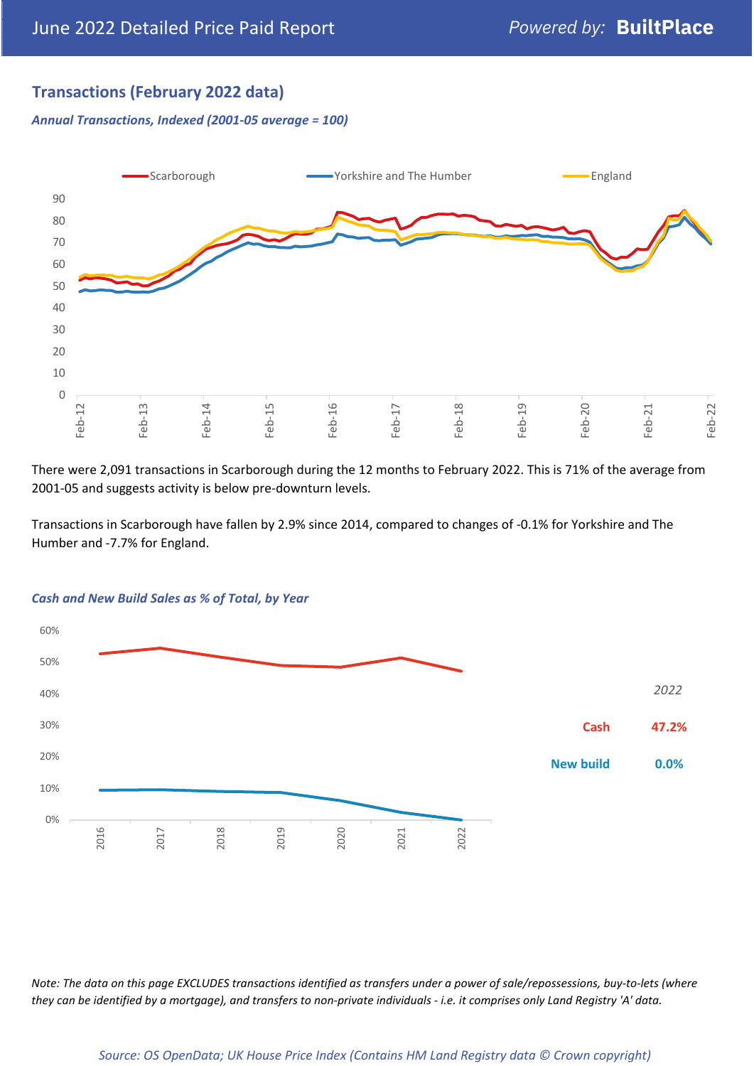## Transactions (February 2022 data)

*Annual Transactions, Indexed (2001-05 average = 100)*

There were 2,091 transactions in Scarborough during the 12 months to February 2022. This is 71% of the average from 2001-05 and suggests activity is below pre-downturn levels.

Transactions in Scarborough have fallen by 2.9% since 2014, compared to changes of -0.1% for Yorkshire and The Humber and -7.7% for England.

*Cash and New Build Sales as % of Total, by Year*

| | 2022 |
|---|---|
| Cash | 47.2% |
| New build | 0.0% |

*Note: The data on this page EXCLUDES transactions identified as transfers under a power of sale/repossessions, buy-to-lets (where they can be identified by a mortgage), and transfers to non-private individuals - i.e. it comprises only Land Registry 'A' data.*

*Source: OS OpenData; UK House Price Index (Contains HM Land Registry data © Crown copyright)*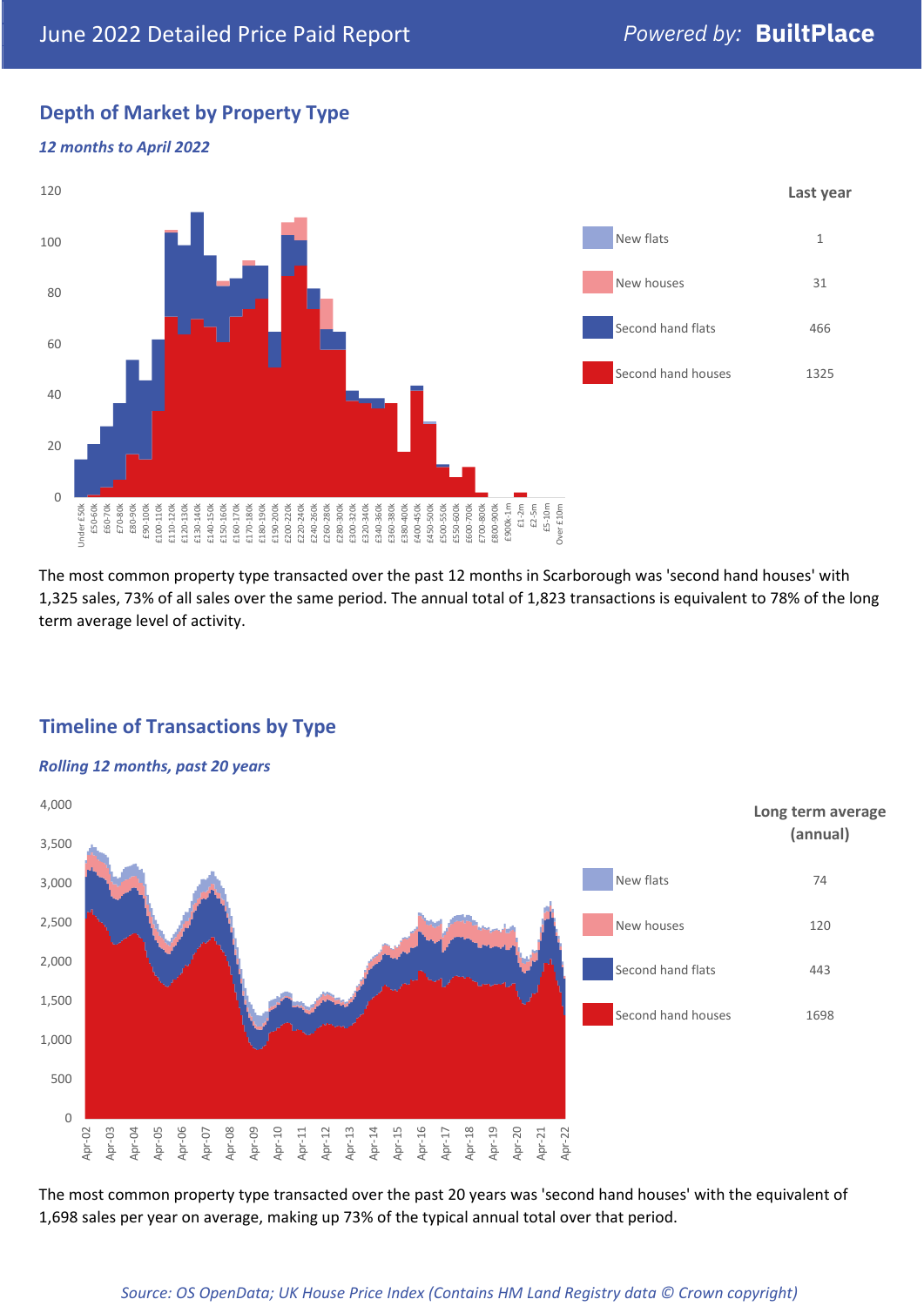June 2022 Detailed Price Paid Report

Powered by: **BuiltPlace**

## Depth of Market by Property Type

*12 months to April 2022*

120
100
80
60
40
20
0

Under £50k, £50-60k, £60-70k, £70-80k, £80-90k, £90-100k, £100-110k, £110-120k, £120-130k, £130-140k, £140-150k, £150-160k, £160-170k, £170-180k, £180-190k, £190-200k, £200-220k, £220-240k, £240-260k, £260-280k, £280-300k, £300-320k, £320-340k, £340-360k, £360-380k, £380-400k, £400-450k, £450-500k, £500-550k, £550-600k, £600-700k, £700-800k, £800-900k, £900k-1m, £1-2m, £2-5m, £5-10m, Over £10m

Last year

New flats 1

New houses 31

Second hand flats 466

Second hand houses 1325

The most common property type transacted over the past 12 months in Scarborough was 'second hand houses' with 1,325 sales, 73% of all sales over the same period. The annual total of 1,823 transactions is equivalent to 78% of the long term average level of activity.

## Timeline of Transactions by Type

*Rolling 12 months, past 20 years*

4,000
3,500
3,000
2,500
2,000
1,500
1,000
500
0

Apr-02, Apr-03, Apr-04, Apr-05, Apr-06, Apr-07, Apr-08, Apr-09, Apr-10, Apr-11, Apr-12, Apr-13, Apr-14, Apr-15, Apr-16, Apr-17, Apr-18, Apr-19, Apr-20, Apr-21, Apr-22

Long term average (annual)

New flats 74

New houses 120

Second hand flats 443

Second hand houses 1698

The most common property type transacted over the past 20 years was 'second hand houses' with the equivalent of 1,698 sales per year on average, making up 73% of the typical annual total over that period.

*Source: OS OpenData; UK House Price Index (Contains HM Land Registry data © Crown copyright)*